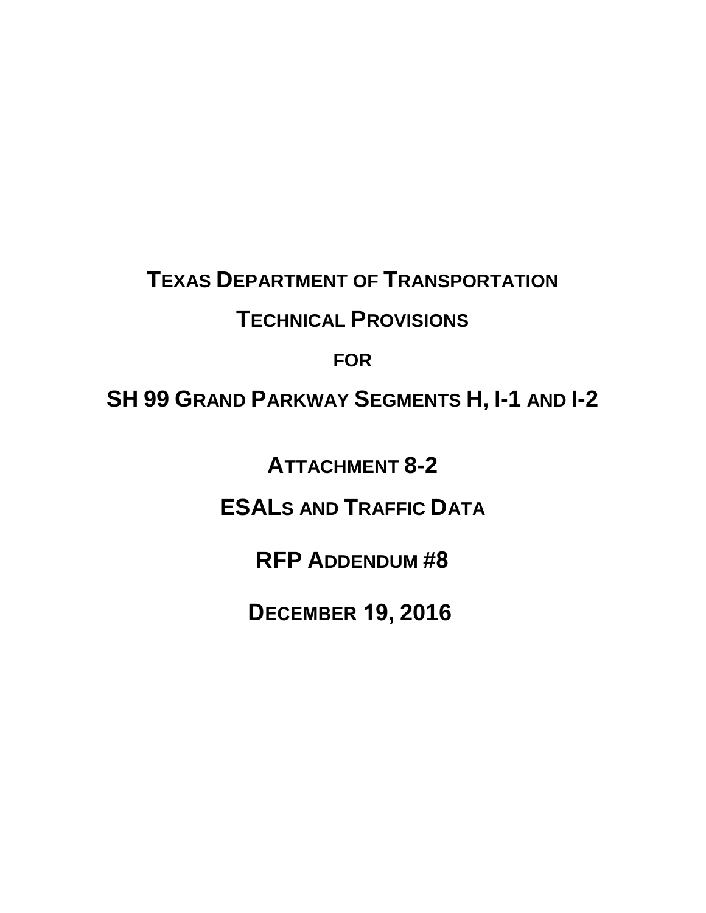# TEXAS DEPARTMENT OF TRANSPORTATION

# TECHNICAL PROVISIONS

# FOR

# SH 99 GRAND PARKWAY SEGMENTS H, I-1 AND I-2

## ATTACHMENT 8-2

## ESALS AND TRAFFIC DATA

## RFP ADDENDUM #8

## DECEMBER 19, 2016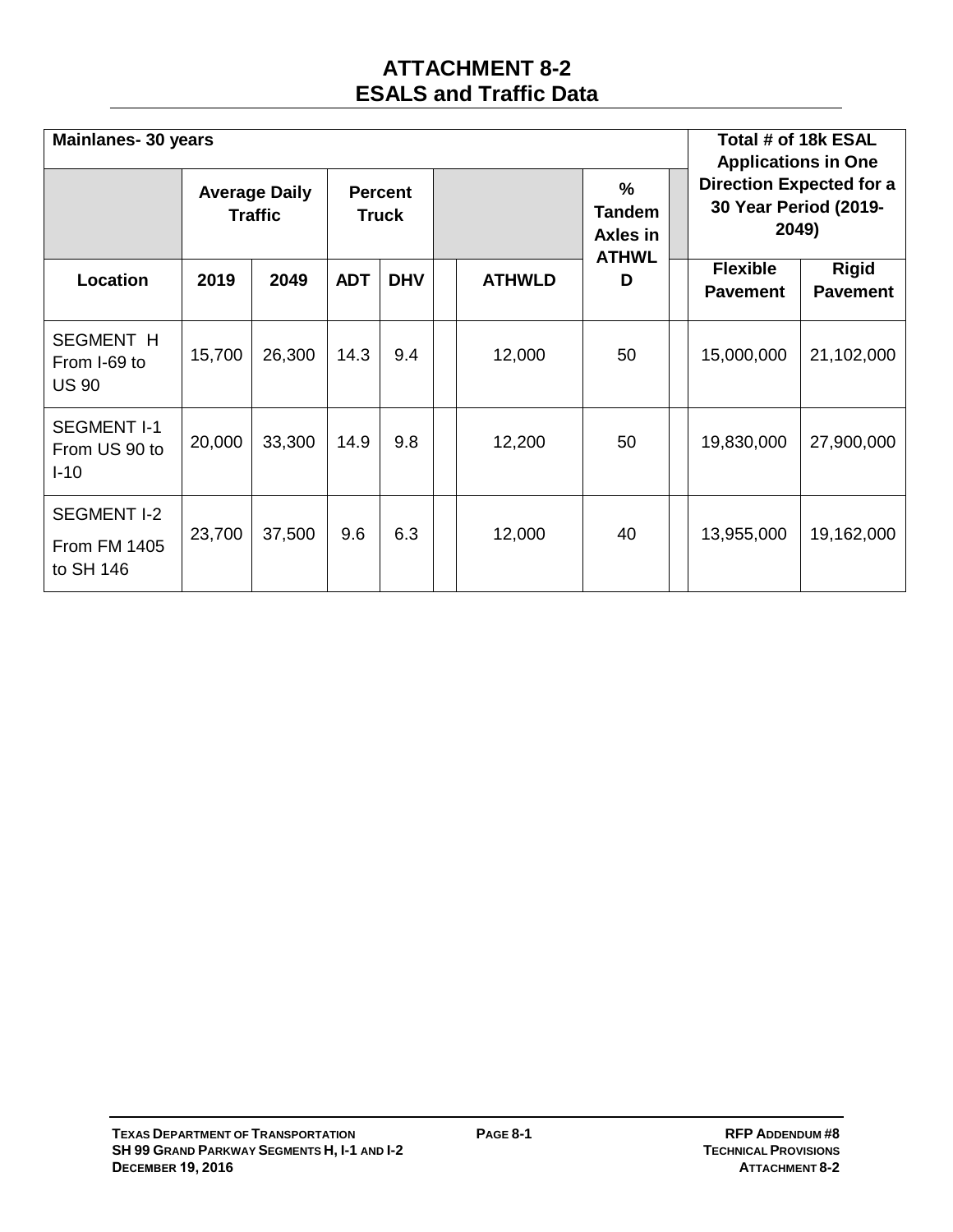# ATTACHMENT 8-2
# ESALS and Traffic Data

| Mainlanes- 30 years | | | | | | | | | Total # of 18k ESAL Applications in One Direction Expected for a 30 Year Period (2019-2049) | |
|---|---|---|---|---|---|---|---|---|---|---|
| | Average Daily Traffic | | Percent Truck | | | | % Tandem Axles in ATHWLD | | | |
| Location | 2019 | 2049 | ADT | DHV | | ATHWLD | | | Flexible Pavement | Rigid Pavement |
| SEGMENT H From I-69 to US 90 | 15,700 | 26,300 | 14.3 | 9.4 | | 12,000 | 50 | | 15,000,000 | 21,102,000 |
| SEGMENT I-1 From US 90 to I-10 | 20,000 | 33,300 | 14.9 | 9.8 | | 12,200 | 50 | | 19,830,000 | 27,900,000 |
| SEGMENT I-2 From FM 1405 to SH 146 | 23,700 | 37,500 | 9.6 | 6.3 | | 12,000 | 40 | | 13,955,000 | 19,162,000 |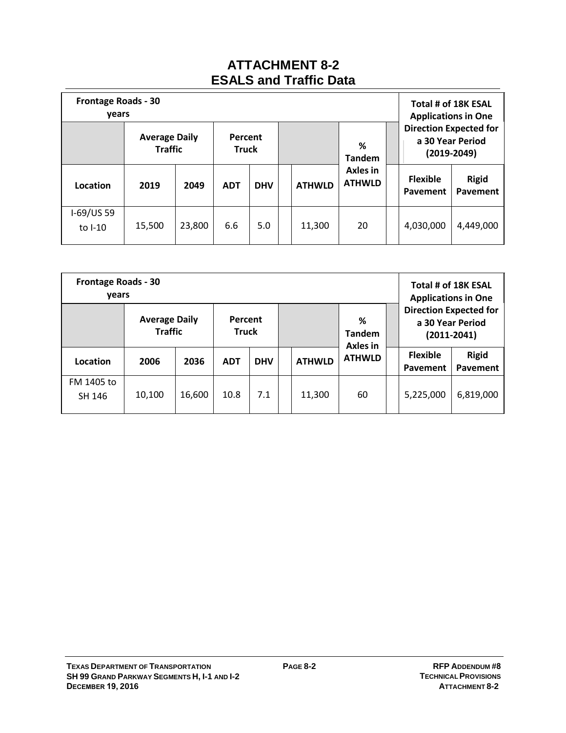# ATTACHMENT 8-2
## ESALS and Traffic Data

| Frontage Roads - 30 years | | | | | | | | | Total # of 18K ESAL Applications in One Direction Expected for a 30 Year Period (2019-2049) | |
|---|---|---|---|---|---|---|---|---|---|---|
| | Average Daily Traffic | | Percent Truck | | | | % Tandem Axles in ATHWLD | | | |
| Location | 2019 | 2049 | ADT | DHV | | ATHWLD | | | Flexible Pavement | Rigid Pavement |
| I-69/US 59 to I-10 | 15,500 | 23,800 | 6.6 | 5.0 | | 11,300 | 20 | | 4,030,000 | 4,449,000 |

| Frontage Roads - 30 years | | | | | | | | | Total # of 18K ESAL Applications in One Direction Expected for a 30 Year Period (2011-2041) | |
|---|---|---|---|---|---|---|---|---|---|---|
| | Average Daily Traffic | | Percent Truck | | | | % Tandem Axles in ATHWLD | | | |
| Location | 2006 | 2036 | ADT | DHV | | ATHWLD | | | Flexible Pavement | Rigid Pavement |
| FM 1405 to SH 146 | 10,100 | 16,600 | 10.8 | 7.1 | | 11,300 | 60 | | 5,225,000 | 6,819,000 |